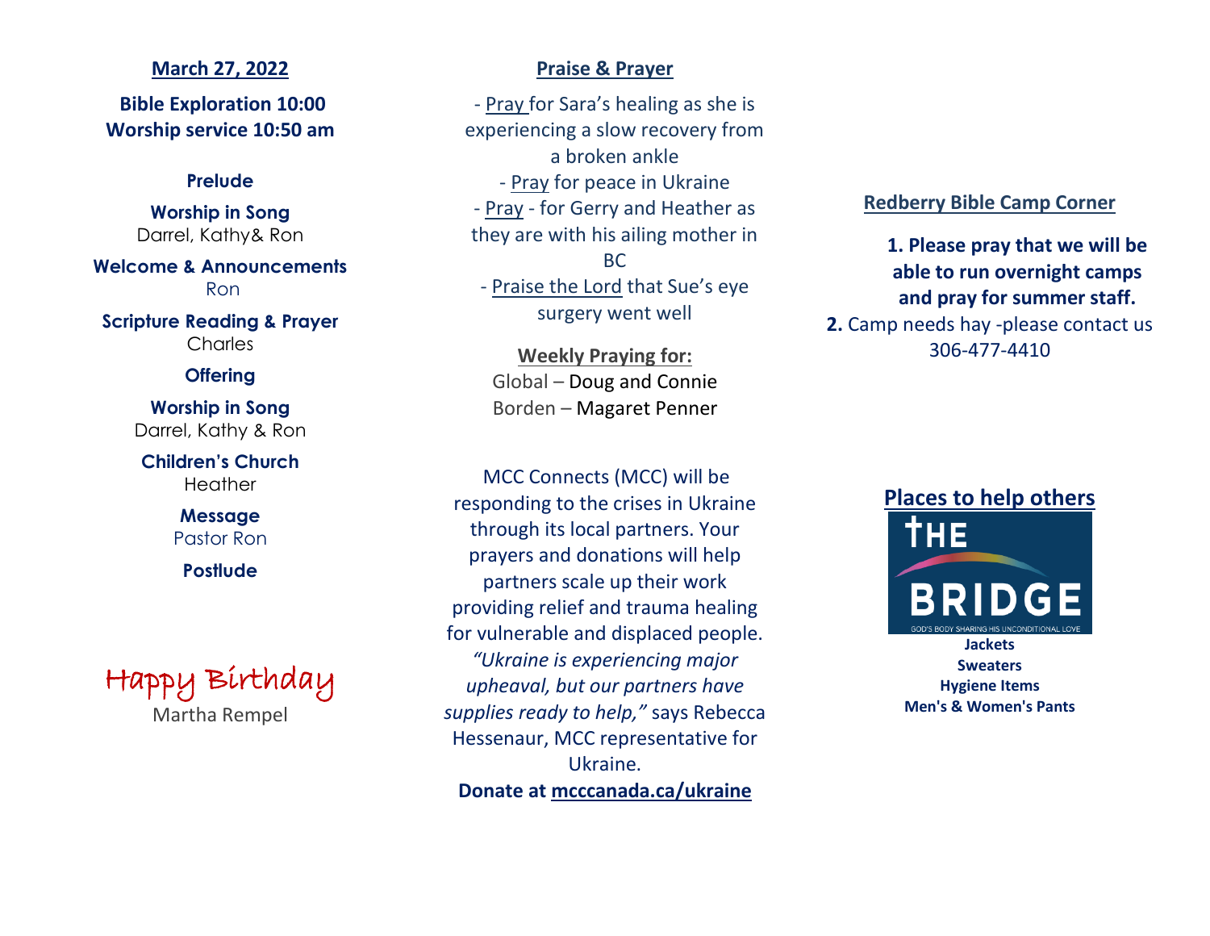## March 27, 2022

**Bible Exploration 10:00**
**Worship service 10:50 am**

**Prelude**

**Worship in Song**
Darrel, Kathy& Ron

**Welcome & Announcements**
Ron

**Scripture Reading & Prayer**
Charles

**Offering**

**Worship in Song**
Darrel, Kathy & Ron

**Children's Church**
Heather

**Message**
Pastor Ron

**Postlude**

Happy Birthday
Martha Rempel

## Praise & Prayer

- Pray for Sara's healing as she is experiencing a slow recovery from a broken ankle
- Pray for peace in Ukraine
- Pray - for Gerry and Heather as they are with his ailing mother in BC
- Praise the Lord that Sue's eye surgery went well

**Weekly Praying for:**
Global – Doug and Connie
Borden – Magaret Penner

MCC Connects (MCC) will be responding to the crises in Ukraine through its local partners. Your prayers and donations will help partners scale up their work providing relief and trauma healing for vulnerable and displaced people. *"Ukraine is experiencing major upheaval, but our partners have supplies ready to help,"* says Rebecca Hessenaur, MCC representative for Ukraine.

**Donate at mcccanada.ca/ukraine**

## Redberry Bible Camp Corner

**1. Please pray that we will be able to run overnight camps and pray for summer staff.**

**2.** Camp needs hay -please contact us 306-477-4410

## Places to help others

THE BRIDGE
GOD'S BODY SHARING HIS UNCONDITIONAL LOVE

**Jackets**
**Sweaters**
**Hygiene Items**
**Men's & Women's Pants**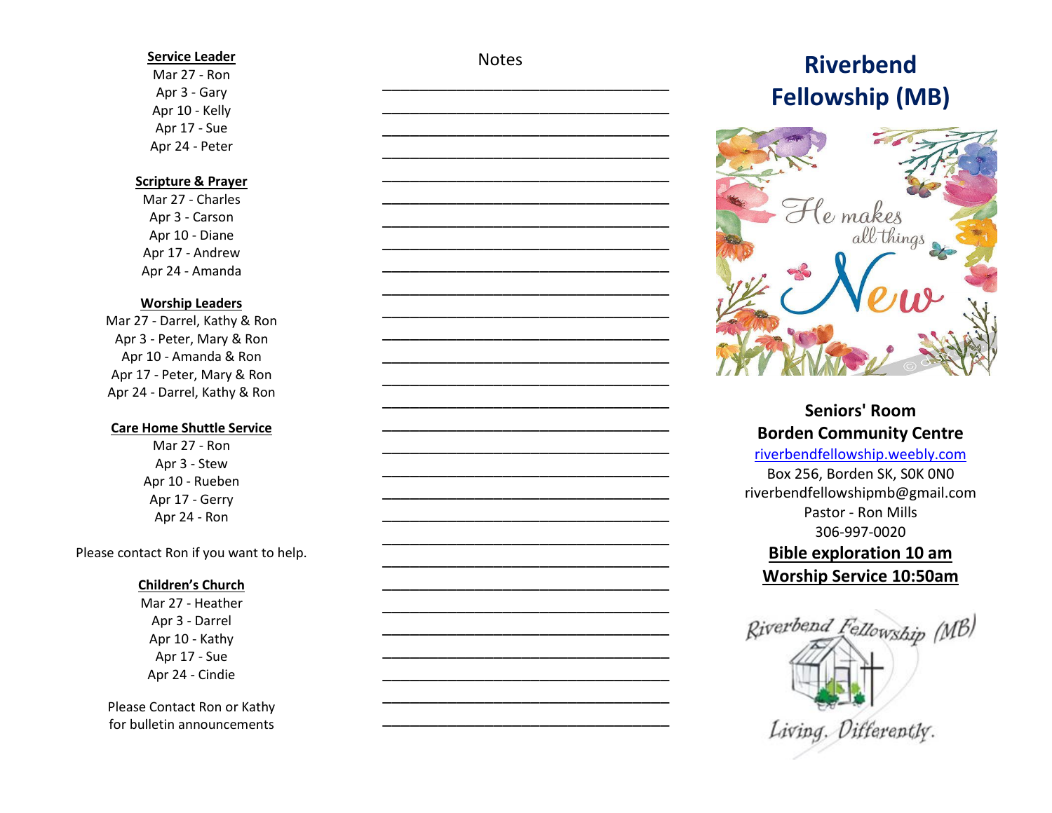**Service Leader**

Mar 27 - Ron
Apr 3 - Gary
Apr 10 - Kelly
Apr 17 - Sue
Apr 24 - Peter

**Scripture & Prayer**

Mar 27 - Charles
Apr 3 - Carson
Apr 10 - Diane
Apr 17 - Andrew
Apr 24 - Amanda

**Worship Leaders**

Mar 27 - Darrel, Kathy & Ron
Apr 3 - Peter, Mary & Ron
Apr 10 - Amanda & Ron
Apr 17 - Peter, Mary & Ron
Apr 24 - Darrel, Kathy & Ron

**Care Home Shuttle Service**

Mar 27 - Ron
Apr 3 - Stew
Apr 10 - Rueben
Apr 17 - Gerry
Apr 24 - Ron

Please contact Ron if you want to help.

**Children's Church**

Mar 27 - Heather
Apr 3 - Darrel
Apr 10 - Kathy
Apr 17 - Sue
Apr 24 - Cindie

Please Contact Ron or Kathy for bulletin announcements

Notes

______________________________________
______________________________________
______________________________________
______________________________________
______________________________________
______________________________________
______________________________________
______________________________________
______________________________________
______________________________________
______________________________________
______________________________________
______________________________________
______________________________________
______________________________________
______________________________________
______________________________________
______________________________________
______________________________________
______________________________________
______________________________________
______________________________________
______________________________________
______________________________________
______________________________________
______________________________________
______________________________________
______________________________________
______________________________________

# Riverbend Fellowship (MB)

He makes all things New

**Seniors' Room**
**Borden Community Centre**

riverbendfellowship.weebly.com
Box 256, Borden SK, S0K 0N0
riverbendfellowshipmb@gmail.com
Pastor - Ron Mills
306-997-0020

**Bible exploration 10 am**
**Worship Service 10:50am**

Riverbend Fellowship (MB)
Living. Differently.